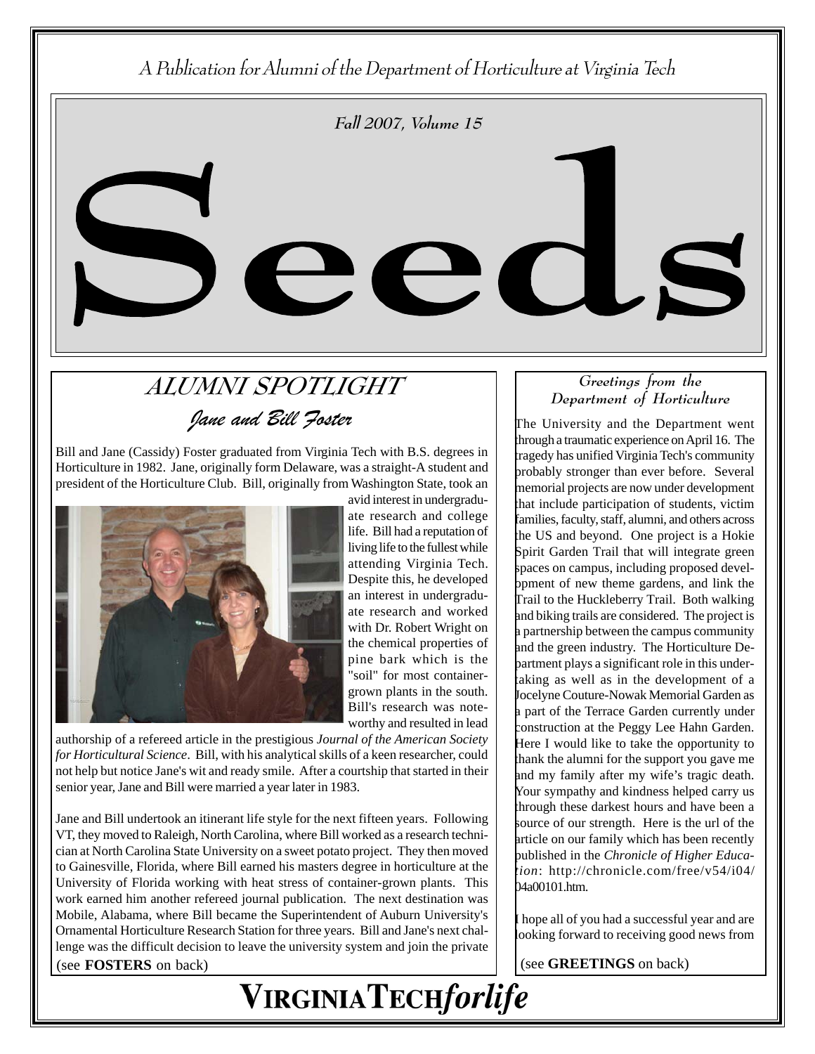A Publication for Alumni of the Department of Horticulture at Virginia Tech

*Fall 2007, Volume 15*

# Seeds

## ALUMNI SPOTLIGHT

### *Jane and Bill Foster*

Bill and Jane (Cassidy) Foster graduated from Virginia Tech with B.S. degrees in Horticulture in 1982. Jane, originally form Delaware, was a straight-A student and president of the Horticulture Club. Bill, originally from Washington State, took an avid interest in undergraduate research and college life. Bill had a reputation of living life to the fullest while attending Virginia Tech. Despite this, he developed an interest in undergraduate research and worked with Dr. Robert Wright on the chemical properties of pine bark which is the "soil" for most container-grown plants in the south. Bill's research was noteworthy and resulted in lead authorship of a refereed article in the prestigious *Journal of the American Society for Horticultural Science*. Bill, with his analytical skills of a keen researcher, could not help but notice Jane's wit and ready smile. After a courtship that started in their senior year, Jane and Bill were married a year later in 1983.

Jane and Bill undertook an itinerant life style for the next fifteen years. Following VT, they moved to Raleigh, North Carolina, where Bill worked as a research technician at North Carolina State University on a sweet potato project. They then moved to Gainesville, Florida, where Bill earned his masters degree in horticulture at the University of Florida working with heat stress of container-grown plants. This work earned him another refereed journal publication. The next destination was Mobile, Alabama, where Bill became the Superintendent of Auburn University's Ornamental Horticulture Research Station for three years. Bill and Jane's next challenge was the difficult decision to leave the university system and join the private

(see **FOSTERS** on back)

### *Greetings from the Department of Horticulture*

The University and the Department went through a traumatic experience on April 16. The tragedy has unified Virginia Tech's community probably stronger than ever before. Several memorial projects are now under development that include participation of students, victim families, faculty, staff, alumni, and others across the US and beyond. One project is a Hokie Spirit Garden Trail that will integrate green spaces on campus, including proposed development of new theme gardens, and link the Trail to the Huckleberry Trail. Both walking and biking trails are considered. The project is a partnership between the campus community and the green industry. The Horticulture Department plays a significant role in this undertaking as well as in the development of a Jocelyne Couture-Nowak Memorial Garden as a part of the Terrace Garden currently under construction at the Peggy Lee Hahn Garden. Here I would like to take the opportunity to thank the alumni for the support you gave me and my family after my wife's tragic death. Your sympathy and kindness helped carry us through these darkest hours and have been a source of our strength. Here is the url of the article on our family which has been recently published in the *Chronicle of Higher Education*: http://chronicle.com/free/v54/i04/04a00101.htm.

I hope all of you had a successful year and are looking forward to receiving good news from

(see **GREETINGS** on back)

**VIRGINIATECH*forlife***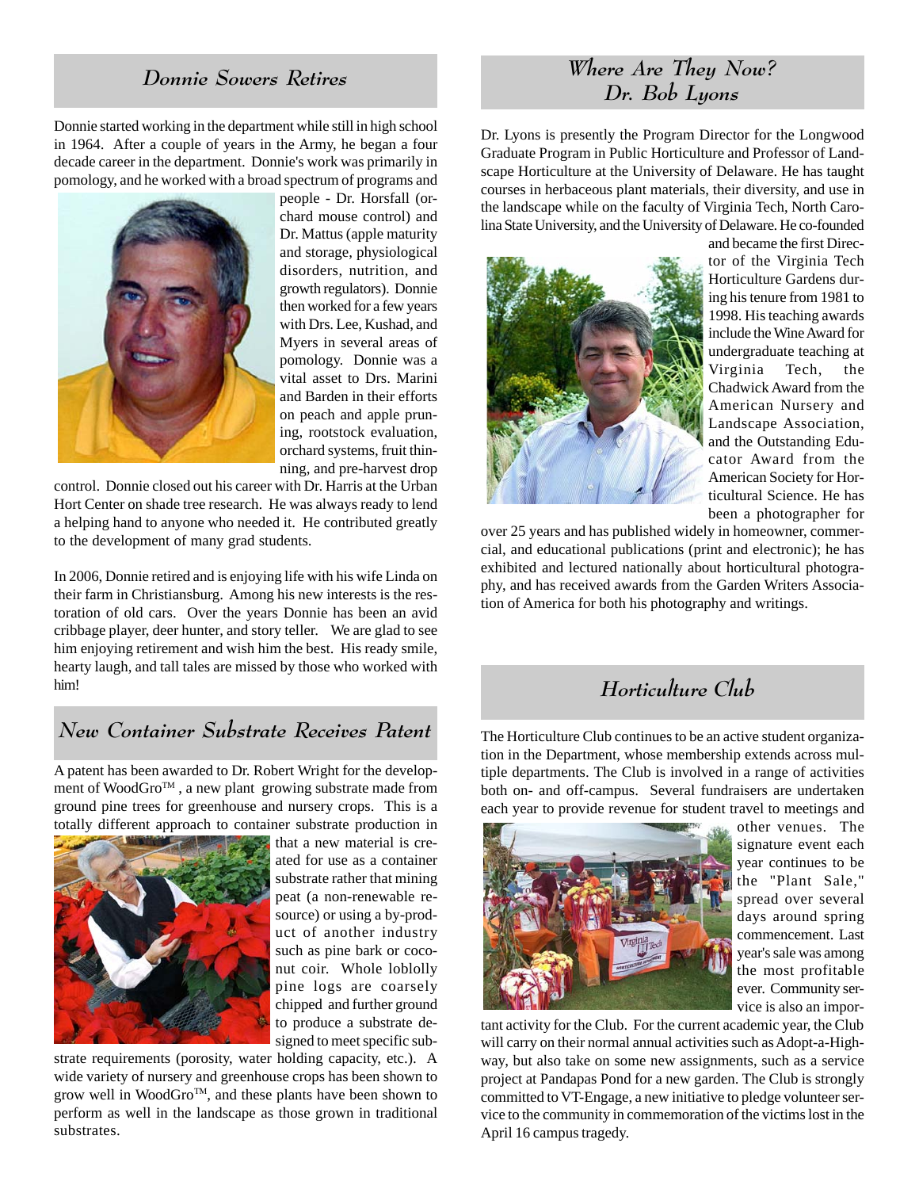## Donnie Sowers Retires

Donnie started working in the department while still in high school in 1964. After a couple of years in the Army, he began a four decade career in the department. Donnie's work was primarily in pomology, and he worked with a broad spectrum of programs and people - Dr. Horsfall (orchard mouse control) and Dr. Mattus (apple maturity and storage, physiological disorders, nutrition, and growth regulators). Donnie then worked for a few years with Drs. Lee, Kushad, and Myers in several areas of pomology. Donnie was a vital asset to Drs. Marini and Barden in their efforts on peach and apple pruning, rootstock evaluation, orchard systems, fruit thinning, and pre-harvest drop control. Donnie closed out his career with Dr. Harris at the Urban Hort Center on shade tree research. He was always ready to lend a helping hand to anyone who needed it. He contributed greatly to the development of many grad students.

In 2006, Donnie retired and is enjoying life with his wife Linda on their farm in Christiansburg. Among his new interests is the restoration of old cars. Over the years Donnie has been an avid cribbage player, deer hunter, and story teller. We are glad to see him enjoying retirement and wish him the best. His ready smile, hearty laugh, and tall tales are missed by those who worked with him!

## New Container Substrate Receives Patent

A patent has been awarded to Dr. Robert Wright for the development of WoodGro™ , a new plant growing substrate made from ground pine trees for greenhouse and nursery crops. This is a totally different approach to container substrate production in that a new material is created for use as a container substrate rather that mining peat (a non-renewable resource) or using a by-product of another industry such as pine bark or coconut coir. Whole loblolly pine logs are coarsely chipped and further ground to produce a substrate designed to meet specific substrate requirements (porosity, water holding capacity, etc.). A wide variety of nursery and greenhouse crops has been shown to grow well in WoodGro™, and these plants have been shown to perform as well in the landscape as those grown in traditional substrates.

## Where Are They Now? Dr. Bob Lyons

Dr. Lyons is presently the Program Director for the Longwood Graduate Program in Public Horticulture and Professor of Landscape Horticulture at the University of Delaware. He has taught courses in herbaceous plant materials, their diversity, and use in the landscape while on the faculty of Virginia Tech, North Carolina State University, and the University of Delaware. He co-founded and became the first Director of the Virginia Tech Horticulture Gardens during his tenure from 1981 to 1998. His teaching awards include the Wine Award for undergraduate teaching at Virginia Tech, the Chadwick Award from the American Nursery and Landscape Association, and the Outstanding Educator Award from the American Society for Horticultural Science. He has been a photographer for over 25 years and has published widely in homeowner, commercial, and educational publications (print and electronic); he has exhibited and lectured nationally about horticultural photography, and has received awards from the Garden Writers Association of America for both his photography and writings.

## Horticulture Club

The Horticulture Club continues to be an active student organization in the Department, whose membership extends across multiple departments. The Club is involved in a range of activities both on- and off-campus. Several fundraisers are undertaken each year to provide revenue for student travel to meetings and other venues. The signature event each year continues to be the "Plant Sale," spread over several days around spring commencement. Last year's sale was among the most profitable ever. Community service is also an important activity for the Club. For the current academic year, the Club will carry on their normal annual activities such as Adopt-a-Highway, but also take on some new assignments, such as a service project at Pandapas Pond for a new garden. The Club is strongly committed to VT-Engage, a new initiative to pledge volunteer service to the community in commemoration of the victims lost in the April 16 campus tragedy.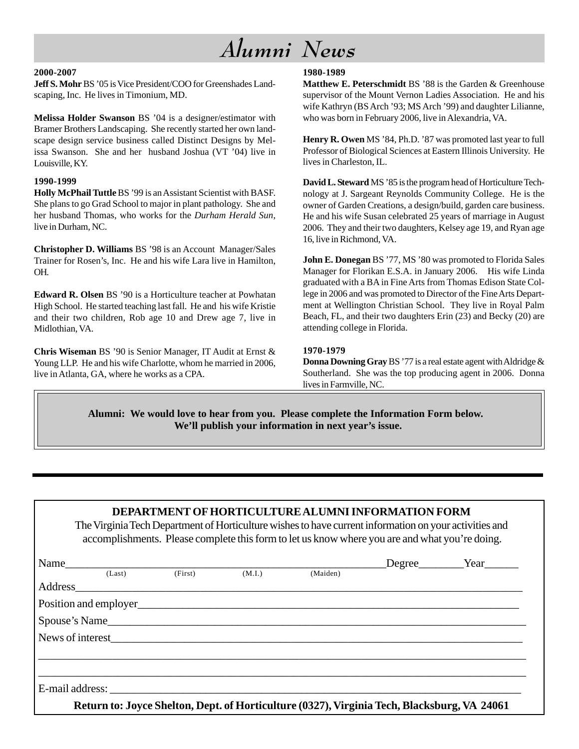# Alumni News

### 2000-2007

**Jeff S. Mohr** BS '05 is Vice President/COO for Greenshades Landscaping, Inc. He lives in Timonium, MD.

**Melissa Holder Swanson** BS '04 is a designer/estimator with Bramer Brothers Landscaping. She recently started her own landscape design service business called Distinct Designs by Melissa Swanson. She and her husband Joshua (VT '04) live in Louisville, KY.

### 1990-1999

**Holly McPhail Tuttle** BS '99 is an Assistant Scientist with BASF. She plans to go Grad School to major in plant pathology. She and her husband Thomas, who works for the *Durham Herald Sun*, live in Durham, NC.

**Christopher D. Williams** BS '98 is an Account Manager/Sales Trainer for Rosen's, Inc. He and his wife Lara live in Hamilton, OH.

**Edward R. Olsen** BS '90 is a Horticulture teacher at Powhatan High School. He started teaching last fall. He and his wife Kristie and their two children, Rob age 10 and Drew age 7, live in Midlothian, VA.

**Chris Wiseman** BS '90 is Senior Manager, IT Audit at Ernst & Young LLP. He and his wife Charlotte, whom he married in 2006, live in Atlanta, GA, where he works as a CPA.

### 1980-1989

**Matthew E. Peterschmidt** BS '88 is the Garden & Greenhouse supervisor of the Mount Vernon Ladies Association. He and his wife Kathryn (BS Arch '93; MS Arch '99) and daughter Lilianne, who was born in February 2006, live in Alexandria, VA.

**Henry R. Owen** MS '84, Ph.D. '87 was promoted last year to full Professor of Biological Sciences at Eastern Illinois University. He lives in Charleston, IL.

**David L. Steward** MS '85 is the program head of Horticulture Technology at J. Sargeant Reynolds Community College. He is the owner of Garden Creations, a design/build, garden care business. He and his wife Susan celebrated 25 years of marriage in August 2006. They and their two daughters, Kelsey age 19, and Ryan age 16, live in Richmond, VA.

**John E. Donegan** BS '77, MS '80 was promoted to Florida Sales Manager for Florikan E.S.A. in January 2006. His wife Linda graduated with a BA in Fine Arts from Thomas Edison State College in 2006 and was promoted to Director of the Fine Arts Department at Wellington Christian School. They live in Royal Palm Beach, FL, and their two daughters Erin (23) and Becky (20) are attending college in Florida.

### 1970-1979

**Donna Downing Gray** BS '77 is a real estate agent with Aldridge & Southerland. She was the top producing agent in 2006. Donna lives in Farmville, NC.

**Alumni: We would love to hear from you. Please complete the Information Form below. We'll publish your information in next year's issue.**

---

## DEPARTMENT OF HORTICULTURE ALUMNI INFORMATION FORM

The Virginia Tech Department of Horticulture wishes to have current information on your activities and accomplishments. Please complete this form to let us know where you are and what you're doing.

Name________________________________________________ Degree________ Year______
(Last) (First) (M.I.) (Maiden)

Address______________________________________________________________________

Position and employer_________________________________________________________

Spouse's Name________________________________________________________________

News of interest______________________________________________________________

_____________________________________________________________________________

_____________________________________________________________________________

E-mail address: ______________________________________________________________

**Return to: Joyce Shelton, Dept. of Horticulture (0327), Virginia Tech, Blacksburg, VA 24061**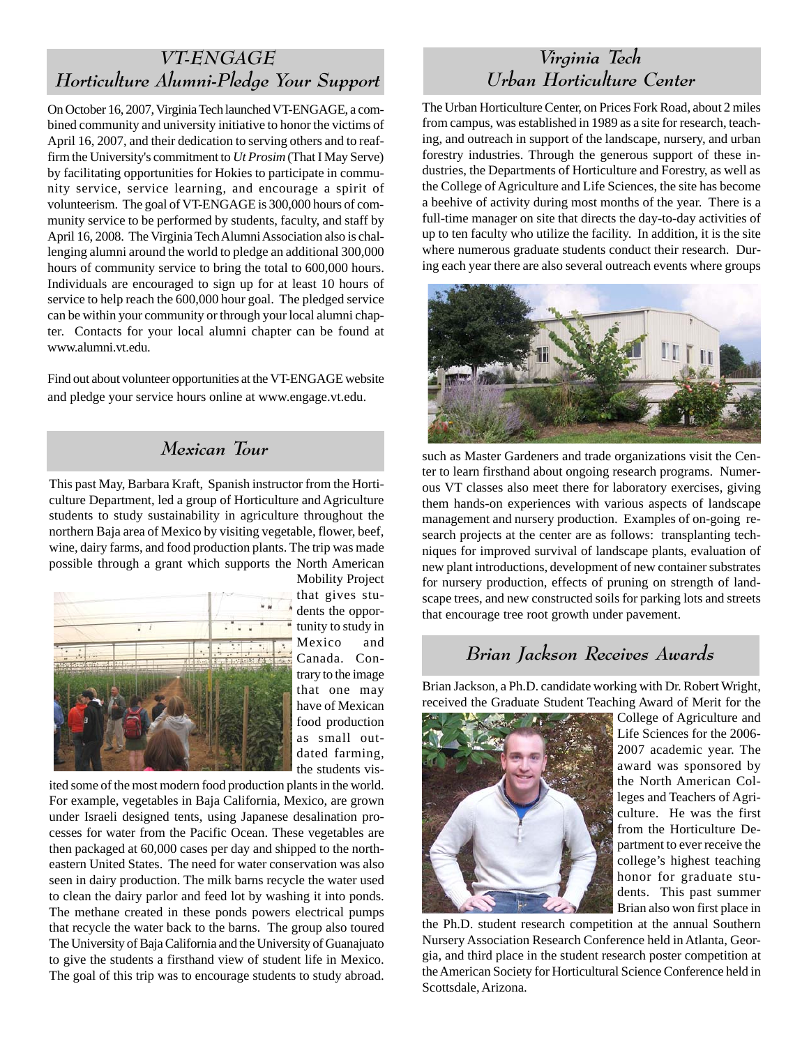## VT-ENGAGE Horticulture Alumni-Pledge Your Support

On October 16, 2007, Virginia Tech launched VT-ENGAGE, a combined community and university initiative to honor the victims of April 16, 2007, and their dedication to serving others and to reaffirm the University's commitment to *Ut Prosim* (That I May Serve) by facilitating opportunities for Hokies to participate in community service, service learning, and encourage a spirit of volunteerism. The goal of VT-ENGAGE is 300,000 hours of community service to be performed by students, faculty, and staff by April 16, 2008. The Virginia Tech Alumni Association also is challenging alumni around the world to pledge an additional 300,000 hours of community service to bring the total to 600,000 hours. Individuals are encouraged to sign up for at least 10 hours of service to help reach the 600,000 hour goal. The pledged service can be within your community or through your local alumni chapter. Contacts for your local alumni chapter can be found at www.alumni.vt.edu.

Find out about volunteer opportunities at the VT-ENGAGE website and pledge your service hours online at www.engage.vt.edu.

## Mexican Tour

This past May, Barbara Kraft, Spanish instructor from the Horticulture Department, led a group of Horticulture and Agriculture students to study sustainability in agriculture throughout the northern Baja area of Mexico by visiting vegetable, flower, beef, wine, dairy farms, and food production plants. The trip was made possible through a grant which supports the North American Mobility Project that gives students the opportunity to study in Mexico and Canada. Contrary to the image that one may have of Mexican food production as small outdated farming, the students visited some of the most modern food production plants in the world. For example, vegetables in Baja California, Mexico, are grown under Israeli designed tents, using Japanese desalination processes for water from the Pacific Ocean. These vegetables are then packaged at 60,000 cases per day and shipped to the northeastern United States. The need for water conservation was also seen in dairy production. The milk barns recycle the water used to clean the dairy parlor and feed lot by washing it into ponds. The methane created in these ponds powers electrical pumps that recycle the water back to the barns. The group also toured The University of Baja California and the University of Guanajuato to give the students a firsthand view of student life in Mexico. The goal of this trip was to encourage students to study abroad.

## Virginia Tech Urban Horticulture Center

The Urban Horticulture Center, on Prices Fork Road, about 2 miles from campus, was established in 1989 as a site for research, teaching, and outreach in support of the landscape, nursery, and urban forestry industries. Through the generous support of these industries, the Departments of Horticulture and Forestry, as well as the College of Agriculture and Life Sciences, the site has become a beehive of activity during most months of the year. There is a full-time manager on site that directs the day-to-day activities of up to ten faculty who utilize the facility. In addition, it is the site where numerous graduate students conduct their research. During each year there are also several outreach events where groups such as Master Gardeners and trade organizations visit the Center to learn firsthand about ongoing research programs. Numerous VT classes also meet there for laboratory exercises, giving them hands-on experiences with various aspects of landscape management and nursery production. Examples of on-going research projects at the center are as follows: transplanting techniques for improved survival of landscape plants, evaluation of new plant introductions, development of new container substrates for nursery production, effects of pruning on strength of landscape trees, and new constructed soils for parking lots and streets that encourage tree root growth under pavement.

## Brian Jackson Receives Awards

Brian Jackson, a Ph.D. candidate working with Dr. Robert Wright, received the Graduate Student Teaching Award of Merit for the College of Agriculture and Life Sciences for the 2006-2007 academic year. The award was sponsored by the North American Colleges and Teachers of Agriculture. He was the first from the Horticulture Department to ever receive the college's highest teaching honor for graduate students. This past summer Brian also won first place in the Ph.D. student research competition at the annual Southern Nursery Association Research Conference held in Atlanta, Georgia, and third place in the student research poster competition at the American Society for Horticultural Science Conference held in Scottsdale, Arizona.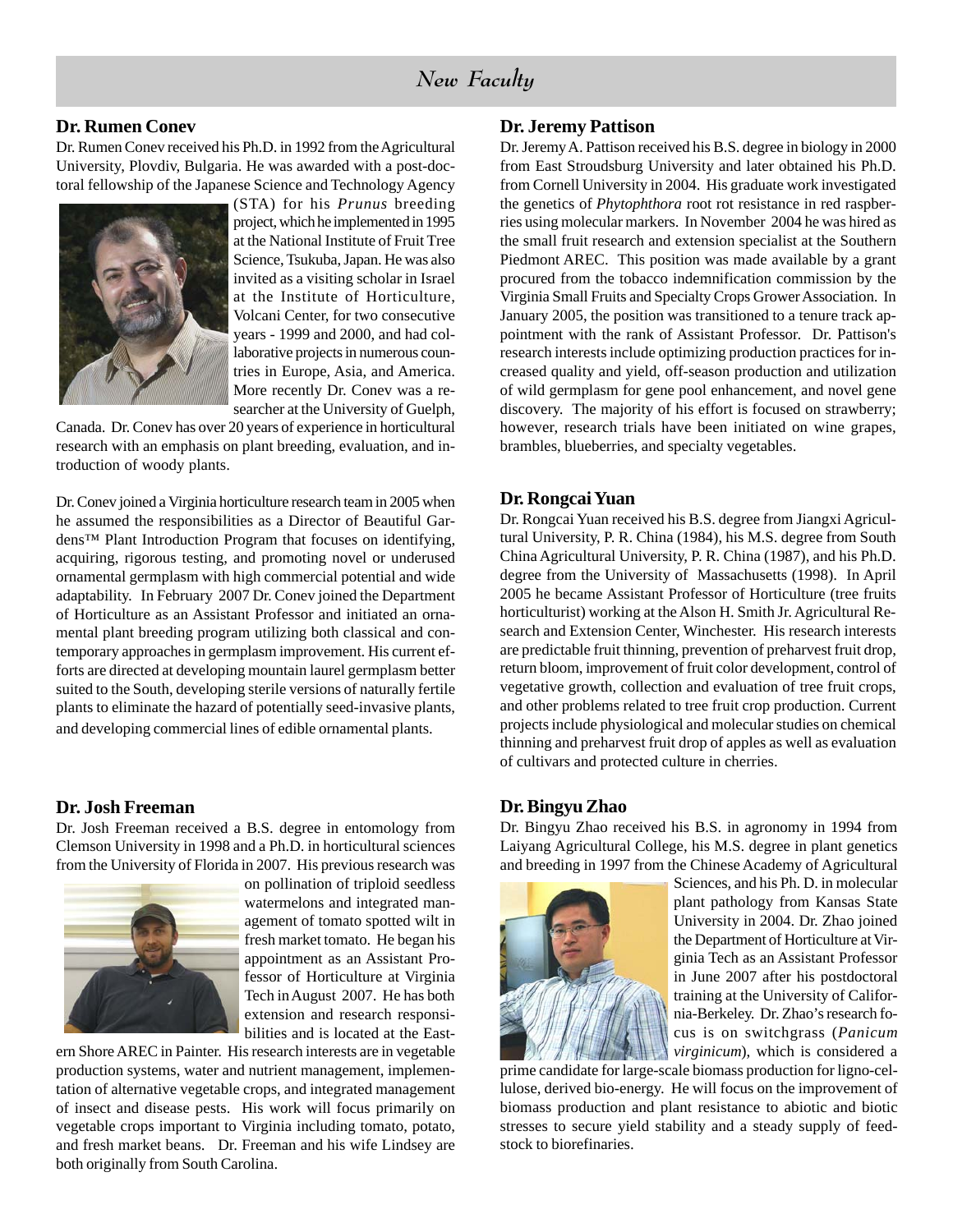# *New Faculty*

## Dr. Rumen Conev

Dr. Rumen Conev received his Ph.D. in 1992 from the Agricultural University, Plovdiv, Bulgaria. He was awarded with a post-doctoral fellowship of the Japanese Science and Technology Agency (STA) for his *Prunus* breeding project, which he implemented in 1995 at the National Institute of Fruit Tree Science, Tsukuba, Japan. He was also invited as a visiting scholar in Israel at the Institute of Horticulture, Volcani Center, for two consecutive years - 1999 and 2000, and had collaborative projects in numerous countries in Europe, Asia, and America. More recently Dr. Conev was a researcher at the University of Guelph, Canada. Dr. Conev has over 20 years of experience in horticultural research with an emphasis on plant breeding, evaluation, and introduction of woody plants.

Dr. Conev joined a Virginia horticulture research team in 2005 when he assumed the responsibilities as a Director of Beautiful Gardens™ Plant Introduction Program that focuses on identifying, acquiring, rigorous testing, and promoting novel or underused ornamental germplasm with high commercial potential and wide adaptability. In February 2007 Dr. Conev joined the Department of Horticulture as an Assistant Professor and initiated an ornamental plant breeding program utilizing both classical and contemporary approaches in germplasm improvement. His current efforts are directed at developing mountain laurel germplasm better suited to the South, developing sterile versions of naturally fertile plants to eliminate the hazard of potentially seed-invasive plants, and developing commercial lines of edible ornamental plants.

## Dr. Josh Freeman

Dr. Josh Freeman received a B.S. degree in entomology from Clemson University in 1998 and a Ph.D. in horticultural sciences from the University of Florida in 2007. His previous research was on pollination of triploid seedless watermelons and integrated management of tomato spotted wilt in fresh market tomato. He began his appointment as an Assistant Professor of Horticulture at Virginia Tech in August 2007. He has both extension and research responsibilities and is located at the Eastern Shore AREC in Painter. His research interests are in vegetable production systems, water and nutrient management, implementation of alternative vegetable crops, and integrated management of insect and disease pests. His work will focus primarily on vegetable crops important to Virginia including tomato, potato, and fresh market beans. Dr. Freeman and his wife Lindsey are both originally from South Carolina.

## Dr. Jeremy Pattison

Dr. Jeremy A. Pattison received his B.S. degree in biology in 2000 from East Stroudsburg University and later obtained his Ph.D. from Cornell University in 2004. His graduate work investigated the genetics of *Phytophthora* root rot resistance in red raspberries using molecular markers. In November 2004 he was hired as the small fruit research and extension specialist at the Southern Piedmont AREC. This position was made available by a grant procured from the tobacco indemnification commission by the Virginia Small Fruits and Specialty Crops Grower Association. In January 2005, the position was transitioned to a tenure track appointment with the rank of Assistant Professor. Dr. Pattison's research interests include optimizing production practices for increased quality and yield, off-season production and utilization of wild germplasm for gene pool enhancement, and novel gene discovery. The majority of his effort is focused on strawberry; however, research trials have been initiated on wine grapes, brambles, blueberries, and specialty vegetables.

## Dr. Rongcai Yuan

Dr. Rongcai Yuan received his B.S. degree from Jiangxi Agricultural University, P. R. China (1984), his M.S. degree from South China Agricultural University, P. R. China (1987), and his Ph.D. degree from the University of Massachusetts (1998). In April 2005 he became Assistant Professor of Horticulture (tree fruits horticulturist) working at the Alson H. Smith Jr. Agricultural Research and Extension Center, Winchester. His research interests are predictable fruit thinning, prevention of preharvest fruit drop, return bloom, improvement of fruit color development, control of vegetative growth, collection and evaluation of tree fruit crops, and other problems related to tree fruit crop production. Current projects include physiological and molecular studies on chemical thinning and preharvest fruit drop of apples as well as evaluation of cultivars and protected culture in cherries.

## Dr. Bingyu Zhao

Dr. Bingyu Zhao received his B.S. in agronomy in 1994 from Laiyang Agricultural College, his M.S. degree in plant genetics and breeding in 1997 from the Chinese Academy of Agricultural Sciences, and his Ph. D. in molecular plant pathology from Kansas State University in 2004. Dr. Zhao joined the Department of Horticulture at Virginia Tech as an Assistant Professor in June 2007 after his postdoctoral training at the University of California-Berkeley. Dr. Zhao's research focus is on switchgrass (*Panicum virginicum*), which is considered a prime candidate for large-scale biomass production for ligno-cellulose, derived bio-energy. He will focus on the improvement of biomass production and plant resistance to abiotic and biotic stresses to secure yield stability and a steady supply of feedstock to biorefinaries.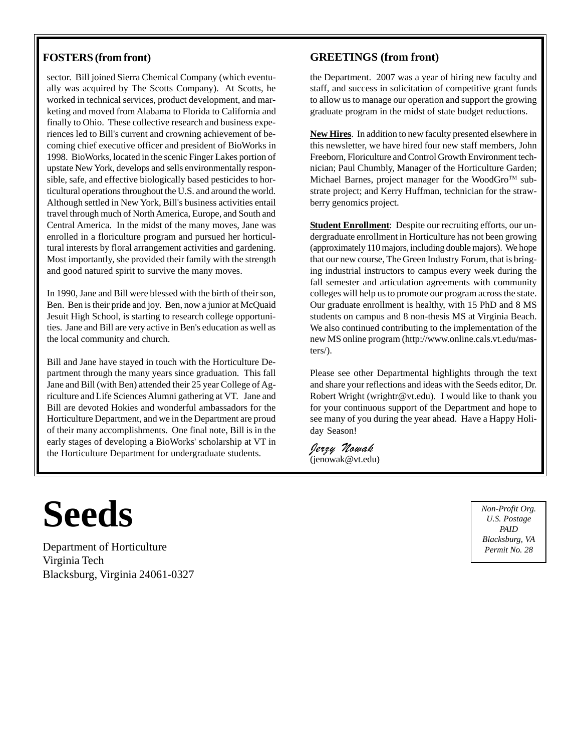## FOSTERS (from front)

sector. Bill joined Sierra Chemical Company (which eventually was acquired by The Scotts Company). At Scotts, he worked in technical services, product development, and marketing and moved from Alabama to Florida to California and finally to Ohio. These collective research and business experiences led to Bill's current and crowning achievement of becoming chief executive officer and president of BioWorks in 1998. BioWorks, located in the scenic Finger Lakes portion of upstate New York, develops and sells environmentally responsible, safe, and effective biologically based pesticides to horticultural operations throughout the U.S. and around the world. Although settled in New York, Bill's business activities entail travel through much of North America, Europe, and South and Central America. In the midst of the many moves, Jane was enrolled in a floriculture program and pursued her horticultural interests by floral arrangement activities and gardening. Most importantly, she provided their family with the strength and good natured spirit to survive the many moves.

In 1990, Jane and Bill were blessed with the birth of their son, Ben. Ben is their pride and joy. Ben, now a junior at McQuaid Jesuit High School, is starting to research college opportunities. Jane and Bill are very active in Ben's education as well as the local community and church.

Bill and Jane have stayed in touch with the Horticulture Department through the many years since graduation. This fall Jane and Bill (with Ben) attended their 25 year College of Agriculture and Life Sciences Alumni gathering at VT. Jane and Bill are devoted Hokies and wonderful ambassadors for the Horticulture Department, and we in the Department are proud of their many accomplishments. One final note, Bill is in the early stages of developing a BioWorks' scholarship at VT in the Horticulture Department for undergraduate students.

## GREETINGS (from front)

the Department. 2007 was a year of hiring new faculty and staff, and success in solicitation of competitive grant funds to allow us to manage our operation and support the growing graduate program in the midst of state budget reductions.

**New Hires**. In addition to new faculty presented elsewhere in this newsletter, we have hired four new staff members, John Freeborn, Floriculture and Control Growth Environment technician; Paul Chumbly, Manager of the Horticulture Garden; Michael Barnes, project manager for the WoodGro™ substrate project; and Kerry Huffman, technician for the strawberry genomics project.

**Student Enrollment**: Despite our recruiting efforts, our undergraduate enrollment in Horticulture has not been growing (approximately 110 majors, including double majors). We hope that our new course, The Green Industry Forum, that is bringing industrial instructors to campus every week during the fall semester and articulation agreements with community colleges will help us to promote our program across the state. Our graduate enrollment is healthy, with 15 PhD and 8 MS students on campus and 8 non-thesis MS at Virginia Beach. We also continued contributing to the implementation of the new MS online program (http://www.online.cals.vt.edu/masters/).

Please see other Departmental highlights through the text and share your reflections and ideas with the Seeds editor, Dr. Robert Wright (wrightr@vt.edu). I would like to thank you for your continuous support of the Department and hope to see many of you during the year ahead. Have a Happy Holiday Season!

*Jerzy Nowak*
(jenowak@vt.edu)

# Seeds

Department of Horticulture
Virginia Tech
Blacksburg, Virginia 24061-0327

*Non-Profit Org.*
*U.S. Postage*
*PAID*
*Blacksburg, VA*
*Permit No. 28*